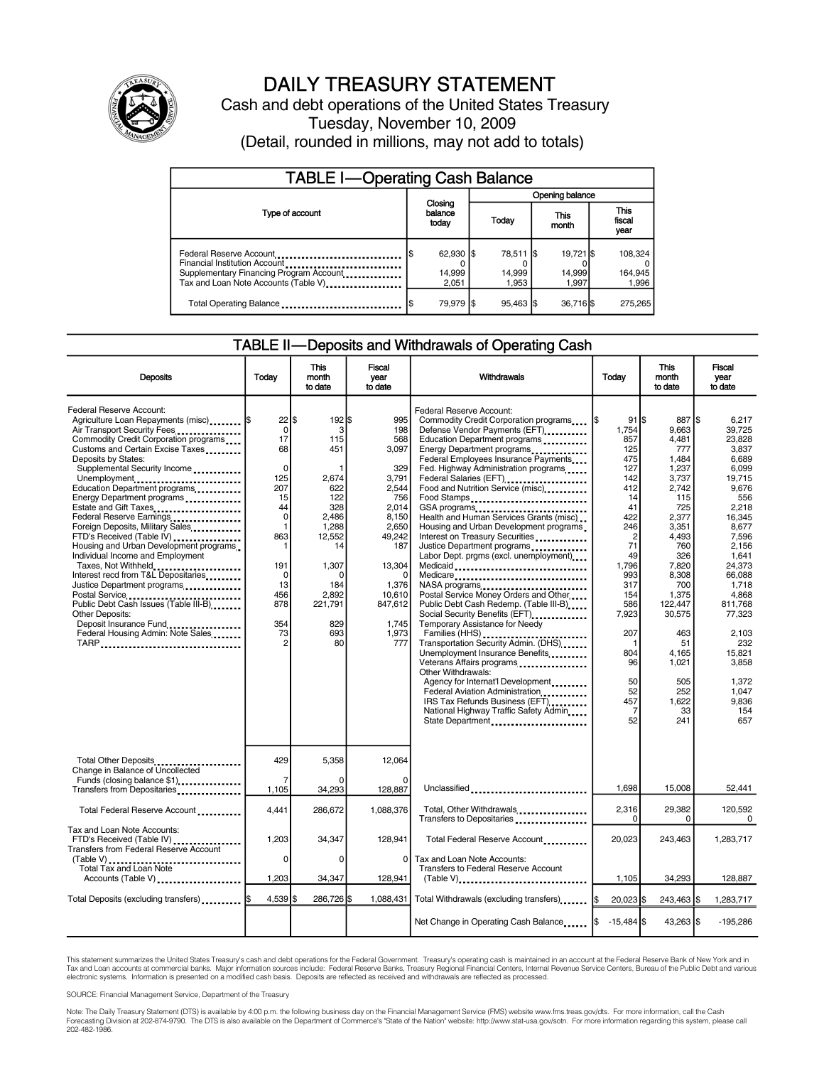# DAILY TREASURY STATEMENT

Cash and debt operations of the United States Treasury

Tuesday, November 10, 2009

(Detail, rounded in millions, may not add to totals)

## TABLE I—Operating Cash Balance

| Type of account | Closing balance today | Opening balance Today | This month | This fiscal year |
|---|---|---|---|---|
| Federal Reserve Account | $ 62,930 | $ 78,511 | $ 19,721 | $ 108,324 |
| Financial Institution Account | 0 | 0 | 0 | 0 |
| Supplementary Financing Program Account | 14,999 | 14,999 | 14,999 | 164,945 |
| Tax and Loan Note Accounts (Table V) | 2,051 | 1,953 | 1,997 | 1,996 |
| Total Operating Balance | $ 79,979 | $ 95,463 | $ 36,716 | $ 275,265 |

## TABLE II—Deposits and Withdrawals of Operating Cash

| Deposits | Today | This month to date | Fiscal year to date |
|---|---|---|---|
| Federal Reserve Account: | | | |
| Agriculture Loan Repayments (misc) | $ 22 | $ 192 | $ 995 |
| Air Transport Security Fees | 0 | 3 | 198 |
| Commodity Credit Corporation programs | 17 | 115 | 568 |
| Customs and Certain Excise Taxes | 68 | 451 | 3,097 |
| Deposits by States: | | | |
| Supplemental Security Income | 0 | 1 | 329 |
| Unemployment | 125 | 2,674 | 3,791 |
| Education Department programs | 207 | 622 | 2,544 |
| Energy Department programs | 15 | 122 | 756 |
| Estate and Gift Taxes | 44 | 328 | 2,014 |
| Federal Reserve Earnings | 0 | 2,486 | 8,150 |
| Foreign Deposits, Military Sales | 1 | 1,288 | 2,650 |
| FTD's Received (Table IV) | 863 | 12,552 | 49,242 |
| Housing and Urban Development programs | 1 | 14 | 187 |
| Individual Income and Employment Taxes, Not Withheld | 191 | 1,307 | 13,304 |
| Interest recd from T&L Depositaries | 0 | 0 | 0 |
| Justice Department programs | 13 | 184 | 1,376 |
| Postal Service | 456 | 2,892 | 10,610 |
| Public Debt Cash Issues (Table III-B) | 878 | 221,791 | 847,612 |
| Other Deposits: | | | |
| Deposit Insurance Fund | 354 | 829 | 1,745 |
| Federal Housing Admin: Note Sales | 73 | 693 | 1,973 |
| TARP | 2 | 80 | 777 |
| Total Other Deposits | 429 | 5,358 | 12,064 |
| Change in Balance of Uncollected Funds (closing balance $1) | 7 | 0 | 0 |
| Transfers from Depositaries | 1,105 | 34,293 | 128,887 |
| Total Federal Reserve Account | 4,441 | 286,672 | 1,088,376 |
| Tax and Loan Note Accounts: | | | |
| FTD's Received (Table IV) | 1,203 | 34,347 | 128,941 |
| Transfers from Federal Reserve Account (Table V) | 0 | 0 | 0 |
| Total Tax and Loan Note Accounts (Table V) | 1,203 | 34,347 | 128,941 |
| Total Deposits (excluding transfers) | $ 4,539 | $ 286,726 | $ 1,088,431 |

| Withdrawals | Today | This month to date | Fiscal year to date |
|---|---|---|---|
| Federal Reserve Account: | | | |
| Commodity Credit Corporation programs | $ 91 | $ 887 | $ 6,217 |
| Defense Vendor Payments (EFT) | 1,754 | 9,663 | 39,725 |
| Education Department programs | 857 | 4,481 | 23,828 |
| Energy Department programs | 125 | 777 | 3,837 |
| Federal Employees Insurance Payments | 475 | 1,484 | 6,689 |
| Fed. Highway Administration programs | 127 | 1,237 | 6,099 |
| Federal Salaries (EFT) | 142 | 3,737 | 19,715 |
| Food and Nutrition Service (misc) | 412 | 2,742 | 9,676 |
| Food Stamps | 14 | 115 | 556 |
| GSA programs | 41 | 725 | 2,218 |
| Health and Human Services Grants (misc) | 422 | 2,377 | 16,345 |
| Housing and Urban Development programs | 246 | 3,351 | 8,677 |
| Interest on Treasury Securities | 2 | 4,493 | 7,596 |
| Justice Department programs | 71 | 760 | 2,156 |
| Labor Dept. prgms (excl. unemployment) | 49 | 326 | 1,641 |
| Medicaid | 1,796 | 7,820 | 24,373 |
| Medicare | 993 | 8,308 | 66,088 |
| NASA programs | 317 | 700 | 1,718 |
| Postal Service Money Orders and Other | 154 | 1,375 | 4,868 |
| Public Debt Cash Redemp. (Table III-B) | 586 | 122,447 | 811,768 |
| Social Security Benefits (EFT) | 7,923 | 30,575 | 77,323 |
| Temporary Assistance for Needy Families (HHS) | 207 | 463 | 2,103 |
| Transportation Security Admin. (DHS) | 1 | 51 | 232 |
| Unemployment Insurance Benefits | 804 | 4,165 | 15,821 |
| Veterans Affairs programs | 96 | 1,021 | 3,858 |
| Other Withdrawals: | | | |
| Agency for Internat'l Development | 50 | 505 | 1,372 |
| Federal Aviation Administration | 52 | 252 | 1,047 |
| IRS Tax Refunds Business (EFT) | 457 | 1,622 | 9,836 |
| National Highway Traffic Safety Admin | 7 | 33 | 154 |
| State Department | 52 | 241 | 657 |
| Unclassified | 1,698 | 15,008 | 52,441 |
| Total, Other Withdrawals | 2,316 | 29,382 | 120,592 |
| Transfers to Depositaries | 0 | 0 | 0 |
| Total Federal Reserve Account | 20,023 | 243,463 | 1,283,717 |
| Tax and Loan Note Accounts: | | | |
| Transfers to Federal Reserve Account (Table V) | 1,105 | 34,293 | 128,887 |
| Total Withdrawals (excluding transfers) | $ 20,023 | $ 243,463 | $ 1,283,717 |
| Net Change in Operating Cash Balance | $ -15,484 | $ 43,263 | $ -195,286 |

This statement summarizes the United States Treasury's cash and debt operations for the Federal Government. Treasury's operating cash is maintained in an account at the Federal Reserve Bank of New York and in Tax and Loan accounts at commercial banks. Major information sources include: Federal Reserve Banks, Treasury Regional Financial Centers, Internal Revenue Service Centers, Bureau of the Public Debt and various electronic systems. Information is presented on a modified cash basis. Deposits are reflected as received and withdrawals are reflected as processed.

SOURCE: Financial Management Service, Department of the Treasury

Note: The Daily Treasury Statement (DTS) is available by 4:00 p.m. the following business day on the Financial Management Service (FMS) website www.fms.treas.gov/dts. For more information, call the Cash Forecasting Division at 202-874-9790. The DTS is also available on the Department of Commerce's "State of the Nation" website: http://www.stat-usa.gov/sotn. For more information regarding this system, please call 202-482-1986.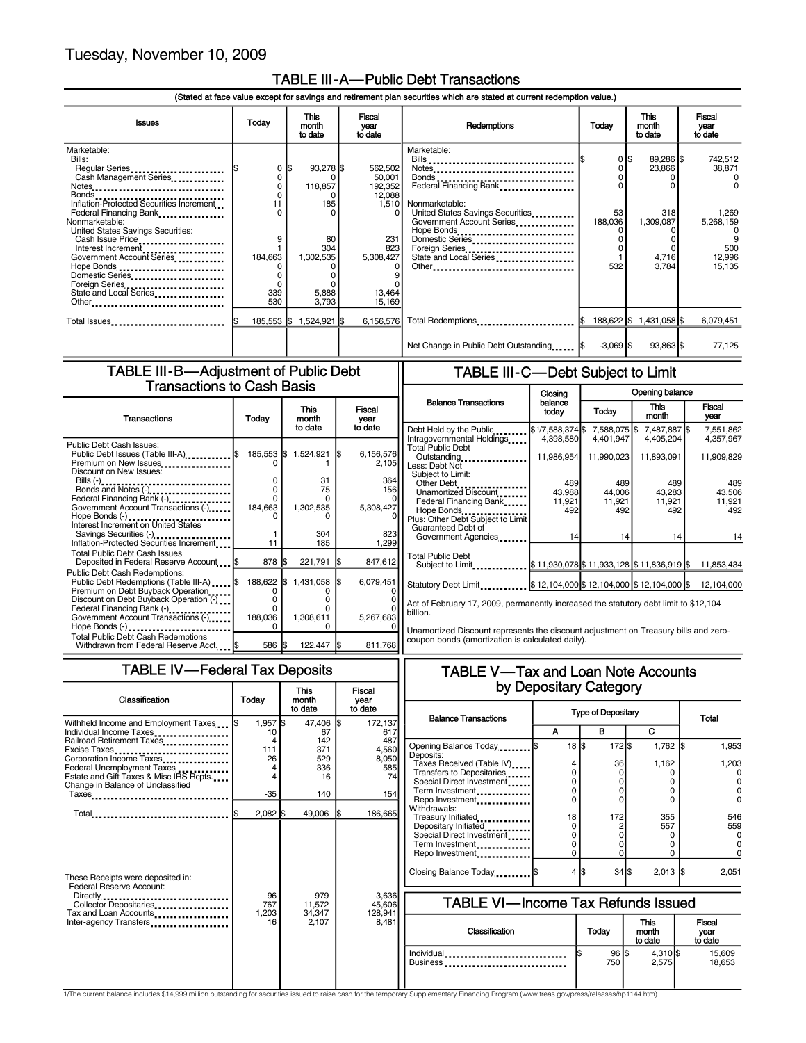Tuesday, November 10, 2009

## TABLE III-A—Public Debt Transactions

(Stated at face value except for savings and retirement plan securities which are stated at current redemption value.)

| Issues | Today | This month to date | Fiscal year to date | Redemptions | Today | This month to date | Fiscal year to date |
|---|---|---|---|---|---|---|---|
| Marketable: | | | | Marketable: | | | |
| Bills: | | | | Bills | $ 0 | $ 89,286 | $ 742,512 |
| Regular Series | $ 0 | $ 93,278 | $ 562,502 | Notes | 0 | 23,866 | 38,871 |
| Cash Management Series | 0 | 0 | 50,001 | Bonds | 0 | 0 | 0 |
| Notes | 0 | 118,857 | 192,352 | Federal Financing Bank | 0 | 0 | 0 |
| Bonds | 0 | 0 | 12,088 | | | | |
| Inflation-Protected Securities Increment | 11 | 185 | 1,510 | Nonmarketable: | | | |
| Federal Financing Bank | 0 | 0 | 0 | United States Savings Securities | 53 | 318 | 1,269 |
| Nonmarketable: | | | | Government Account Series | 188,036 | 1,309,087 | 5,268,159 |
| United States Savings Securities: | | | | Hope Bonds | 0 | 0 | 0 |
| Cash Issue Price | 9 | 80 | 231 | Domestic Series | 0 | 0 | 9 |
| Interest Increment | 1 | 304 | 823 | Foreign Series | 0 | 0 | 500 |
| Government Account Series | 184,663 | 1,302,535 | 5,308,427 | State and Local Series | 1 | 4,716 | 12,996 |
| Hope Bonds | 0 | 0 | 0 | Other | 532 | 3,784 | 15,135 |
| Domestic Series | 0 | 0 | 9 | | | | |
| Foreign Series | 0 | 0 | 0 | | | | |
| State and Local Series | 339 | 5,888 | 13,464 | | | | |
| Other | 530 | 3,793 | 15,169 | | | | |
| Total Issues | $ 185,553 | $ 1,524,921 | $ 6,156,576 | Total Redemptions | $ 188,622 | $ 1,431,058 | $ 6,079,451 |
| | | | | Net Change in Public Debt Outstanding | $ -3,069 | $ 93,863 | $ 77,125 |

## TABLE III-B—Adjustment of Public Debt Transactions to Cash Basis

| Transactions | Today | This month to date | Fiscal year to date |
|---|---|---|---|
| Public Debt Cash Issues: | | | |
| Public Debt Issues (Table III-A) | $ 185,553 | $ 1,524,921 | $ 6,156,576 |
| Premium on New Issues | 0 | 1 | 2,105 |
| Discount on New Issues: | | | |
| Bills (-) | 0 | 31 | 364 |
| Bonds and Notes (-) | 0 | 75 | 156 |
| Federal Financing Bank (-) | 0 | 0 | 0 |
| Government Account Transactions (-) | 184,663 | 1,302,535 | 5,308,427 |
| Hope Bonds (-) | 0 | 0 | 0 |
| Interest Increment on United States Savings Securities (-) | 1 | 304 | 823 |
| Inflation-Protected Securities Increment | 11 | 185 | 1,299 |
| Total Public Debt Cash Issues Deposited in Federal Reserve Account | $ 878 | $ 221,791 | $ 847,612 |
| Public Debt Cash Redemptions: | | | |
| Public Debt Redemptions (Table III-A) | $ 188,622 | $ 1,431,058 | $ 6,079,451 |
| Premium on Debt Buyback Operation | 0 | 0 | 0 |
| Discount on Debt Buyback Operation (-) | 0 | 0 | 0 |
| Federal Financing Bank (-) | 0 | 0 | 0 |
| Government Account Transactions (-) | 188,036 | 1,308,611 | 5,267,683 |
| Hope Bonds (-) | 0 | 0 | 0 |
| Total Public Debt Cash Redemptions Withdrawn from Federal Reserve Acct. | $ 586 | $ 122,447 | $ 811,768 |

## TABLE III-C—Debt Subject to Limit

| Balance Transactions | Closing balance today | Opening balance | | |
|---|---|---|---|---|
| | | Today | This month | Fiscal year |
| Debt Held by the Public | $ [1]7,588,374 | $ 7,588,075 | $ 7,487,887 | $ 7,551,862 |
| Intragovernmental Holdings | 4,398,580 | 4,401,947 | 4,405,204 | 4,357,967 |
| Total Public Debt Outstanding | 11,986,954 | 11,990,023 | 11,893,091 | 11,909,829 |
| Less: Debt Not Subject to Limit: | | | | |
| Other Debt | 489 | 489 | 489 | 489 |
| Unamortized Discount | 43,988 | 44,006 | 43,283 | 43,506 |
| Federal Financing Bank | 11,921 | 11,921 | 11,921 | 11,921 |
| Hope Bonds | 492 | 492 | 492 | 492 |
| Plus: Other Debt Subject to Limit Guaranteed Debt of Government Agencies | 14 | 14 | 14 | 14 |
| Total Public Debt Subject to Limit | $ 11,930,078 | $ 11,933,128 | $ 11,836,919 | $ 11,853,434 |
| Statutory Debt Limit | $ 12,104,000 | $ 12,104,000 | $ 12,104,000 | $ 12,104,000 |

Act of February 17, 2009, permanently increased the statutory debt limit to $12,104 billion.

Unamortized Discount represents the discount adjustment on Treasury bills and zero-coupon bonds (amortization is calculated daily).

## TABLE IV—Federal Tax Deposits

| Classification | Today | This month to date | Fiscal year to date |
|---|---|---|---|
| Withheld Income and Employment Taxes | $ 1,957 | $ 47,406 | $ 172,137 |
| Individual Income Taxes | 10 | 67 | 617 |
| Railroad Retirement Taxes | 4 | 142 | 487 |
| Excise Taxes | 111 | 371 | 4,560 |
| Corporation Income Taxes | 26 | 529 | 8,050 |
| Federal Unemployment Taxes | 4 | 336 | 585 |
| Estate and Gift Taxes & Misc IRS Rcpts. | 4 | 16 | 74 |
| Change in Balance of Unclassified Taxes | -35 | 140 | 154 |
| Total | $ 2,082 | $ 49,006 | $ 186,665 |
| These Receipts were deposited in: | | | |
| Federal Reserve Account: | | | |
| Directly | 96 | 979 | 3,636 |
| Collector Depositaries | 767 | 11,572 | 45,606 |
| Tax and Loan Accounts | 1,203 | 34,347 | 128,941 |
| Inter-agency Transfers | 16 | 2,107 | 8,481 |

## TABLE V—Tax and Loan Note Accounts by Depositary Category

| Balance Transactions | Type of Depositary | | | Total |
|---|---|---|---|---|
| | A | B | C | |
| Opening Balance Today | $ 18 | $ 172 | $ 1,762 | $ 1,953 |
| Deposits: | | | | |
| Taxes Received (Table IV) | 4 | 36 | 1,162 | 1,203 |
| Transfers to Depositaries | 0 | 0 | 0 | 0 |
| Special Direct Investment | 0 | 0 | 0 | 0 |
| Term Investment | 0 | 0 | 0 | 0 |
| Repo Investment | 0 | 0 | 0 | 0 |
| Withdrawals: | | | | |
| Treasury Initiated | 18 | 172 | 355 | 546 |
| Depositary Initiated | 0 | 2 | 557 | 559 |
| Special Direct Investment | 0 | 0 | 0 | 0 |
| Term Investment | 0 | 0 | 0 | 0 |
| Repo Investment | 0 | 0 | 0 | 0 |
| Closing Balance Today | $ 4 | $ 34 | $ 2,013 | $ 2,051 |

## TABLE VI—Income Tax Refunds Issued

| Classification | Today | This month to date | Fiscal year to date |
|---|---|---|---|
| Individual | $ 96 | $ 4,310 | $ 15,609 |
| Business | 750 | 2,575 | 18,653 |

1/The current balance includes $14,999 million outstanding for securities issued to raise cash for the temporary Supplementary Financing Program (www.treas.gov/press/releases/hp1144.htm).